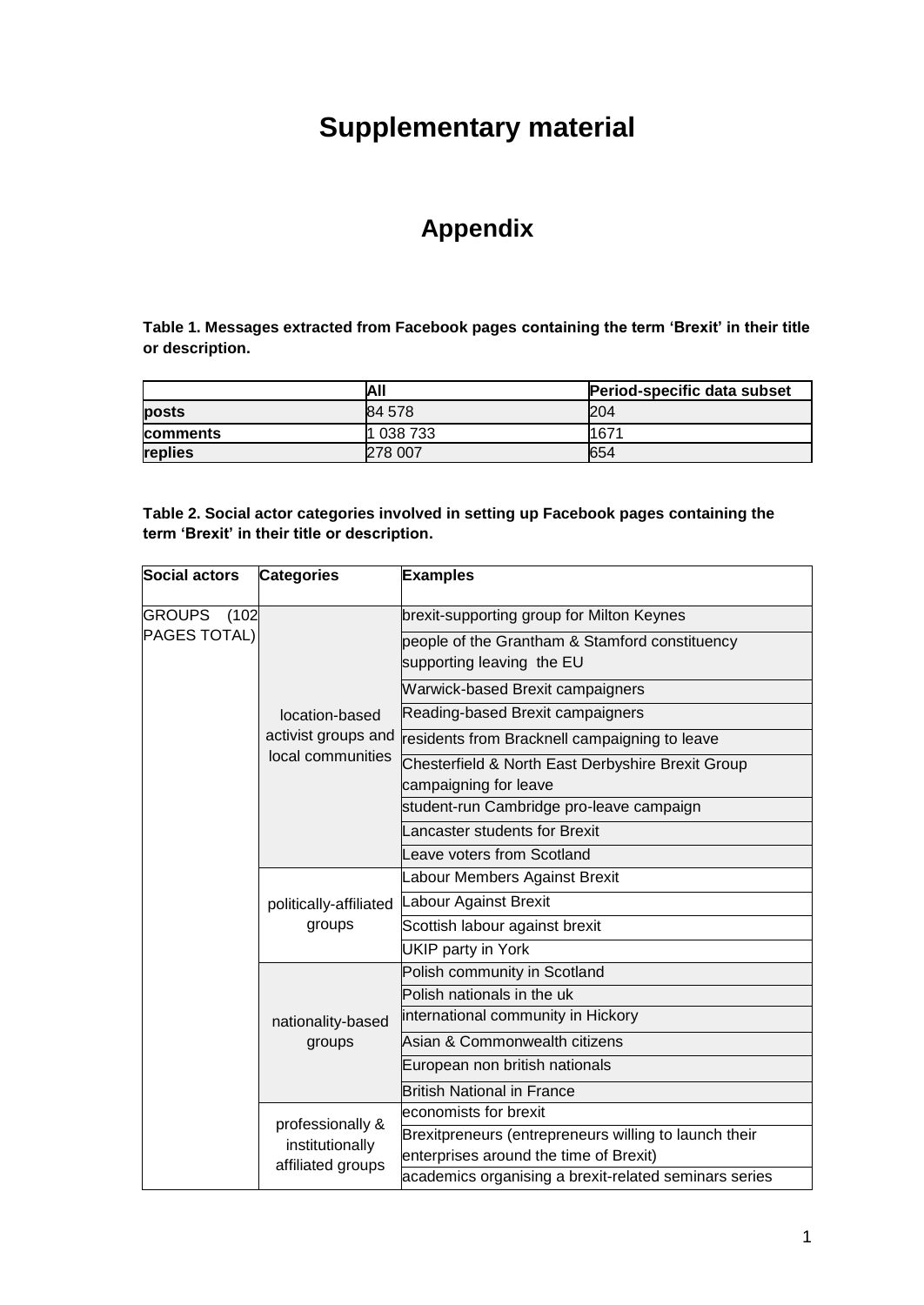# Supplementary material

## Appendix

**Table 1. Messages extracted from Facebook pages containing the term 'Brexit' in their title or description.**

| | All | Period-specific data subset |
|---|---|---|
| **posts** | 84 578 | 204 |
| **comments** | 1 038 733 | 1671 |
| **replies** | 278 007 | 654 |

**Table 2. Social actor categories involved in setting up Facebook pages containing the term 'Brexit' in their title or description.**

| Social actors | Categories | Examples |
|---|---|---|
| GROUPS (102 PAGES TOTAL) | location-based activist groups and local communities | brexit-supporting group for Milton Keynes |
| | | people of the Grantham & Stamford constituency supporting leaving the EU |
| | | Warwick-based Brexit campaigners |
| | | Reading-based Brexit campaigners |
| | | residents from Bracknell campaigning to leave |
| | | Chesterfield & North East Derbyshire Brexit Group campaigning for leave |
| | | student-run Cambridge pro-leave campaign |
| | | Lancaster students for Brexit |
| | | Leave voters from Scotland |
| | politically-affiliated groups | Labour Members Against Brexit |
| | | Labour Against Brexit |
| | | Scottish labour against brexit |
| | | UKIP party in York |
| | nationality-based groups | Polish community in Scotland |
| | | Polish nationals in the uk |
| | | international community in Hickory |
| | | Asian & Commonwealth citizens |
| | | European non british nationals |
| | | British National in France |
| | professionally & institutionally affiliated groups | economists for brexit |
| | | Brexitpreneurs (entrepreneurs willing to launch their enterprises around the time of Brexit) |
| | | academics organising a brexit-related seminars series |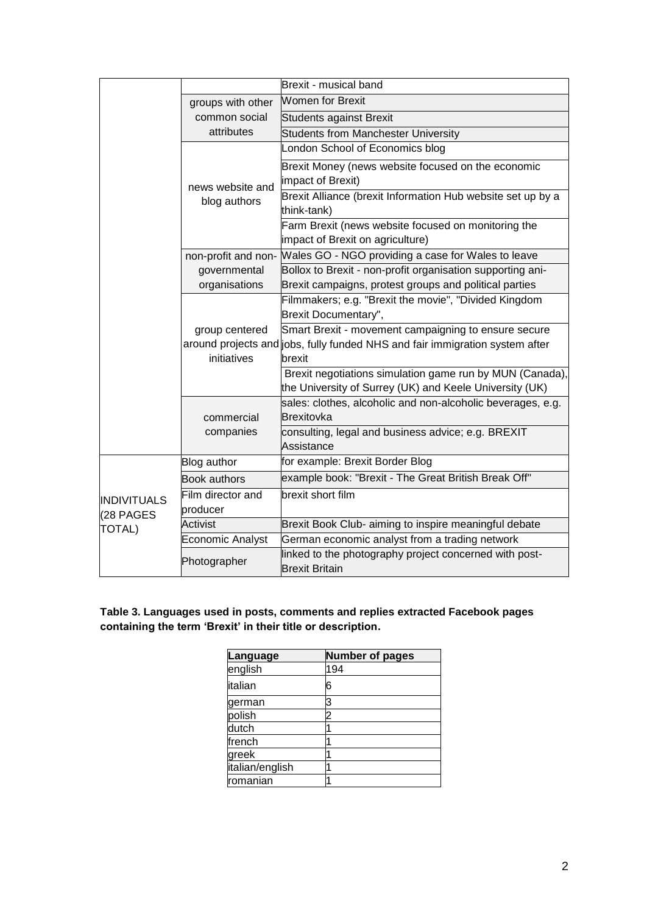| | | |
|---|---|---|
| | | Brexit - musical band |
| | groups with other common social attributes | Women for Brexit |
| | | Students against Brexit |
| | | Students from Manchester University |
| | news website and blog authors | London School of Economics blog |
| | | Brexit Money (news website focused on the economic impact of Brexit) |
| | | Brexit Alliance (brexit Information Hub website set up by a think-tank) |
| | | Farm Brexit (news website focused on monitoring the impact of Brexit on agriculture) |
| | non-profit and non-governmental organisations | Wales GO - NGO providing a case for Wales to leave |
| | | Bollox to Brexit - non-profit organisation supporting ani-Brexit campaigns, protest groups and political parties |
| | group centered around projects and initiatives | Filmmakers; e.g. "Brexit the movie", "Divided Kingdom Brexit Documentary", |
| | | Smart Brexit - movement campaigning to ensure secure jobs, fully funded NHS and fair immigration system after brexit |
| | | Brexit negotiations simulation game run by MUN (Canada), the University of Surrey (UK) and Keele University (UK) |
| | commercial companies | sales: clothes, alcoholic and non-alcoholic beverages, e.g. Brexitovka |
| | | consulting, legal and business advice; e.g. BREXIT Assistance |
| INDIVITUALS (28 PAGES TOTAL) | Blog author | for example: Brexit Border Blog |
| | Book authors | example book: "Brexit - The Great British Break Off" |
| | Film director and producer | brexit short film |
| | Activist | Brexit Book Club- aiming to inspire meaningful debate |
| | Economic Analyst | German economic analyst from a trading network |
| | Photographer | linked to the photography project concerned with post-Brexit Britain |

**Table 3. Languages used in posts, comments and replies extracted Facebook pages containing the term 'Brexit' in their title or description.**

| Language | Number of pages |
|---|---|
| english | 194 |
| italian | 6 |
| german | 3 |
| polish | 2 |
| dutch | 1 |
| french | 1 |
| greek | 1 |
| italian/english | 1 |
| romanian | 1 |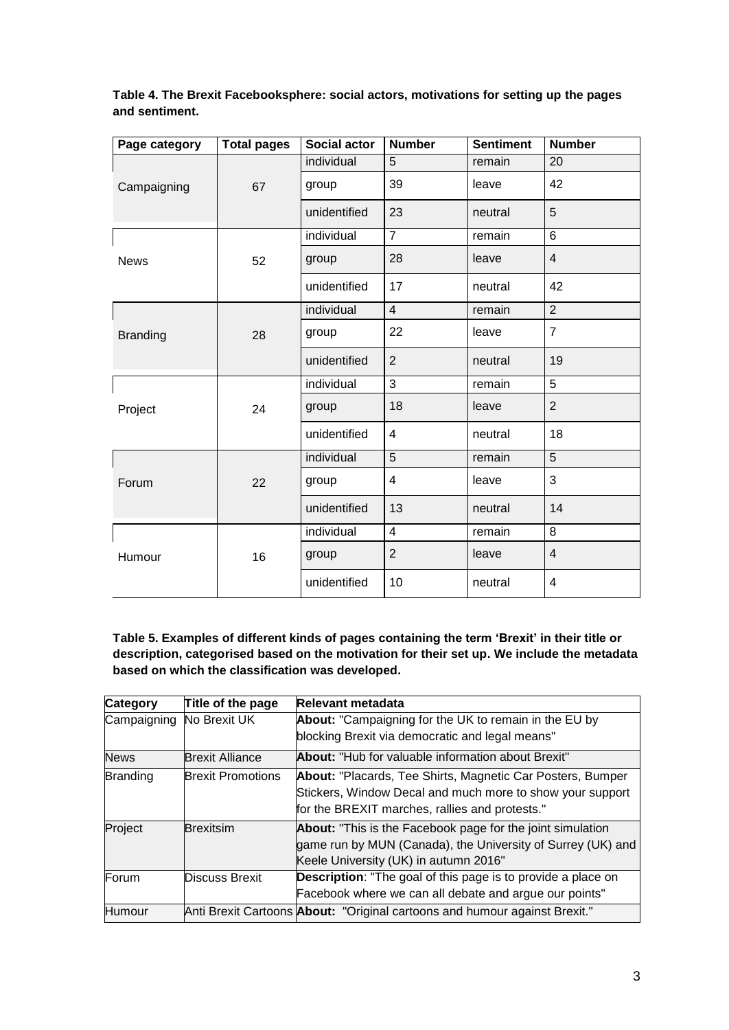**Table 4. The Brexit Facebooksphere: social actors, motivations for setting up the pages and sentiment.**

| Page category | Total pages | Social actor | Number | Sentiment | Number |
|---|---|---|---|---|---|
| Campaigning | 67 | individual | 5 | remain | 20 |
| | | group | 39 | leave | 42 |
| | | unidentified | 23 | neutral | 5 |
| News | 52 | individual | 7 | remain | 6 |
| | | group | 28 | leave | 4 |
| | | unidentified | 17 | neutral | 42 |
| Branding | 28 | individual | 4 | remain | 2 |
| | | group | 22 | leave | 7 |
| | | unidentified | 2 | neutral | 19 |
| Project | 24 | individual | 3 | remain | 5 |
| | | group | 18 | leave | 2 |
| | | unidentified | 4 | neutral | 18 |
| Forum | 22 | individual | 5 | remain | 5 |
| | | group | 4 | leave | 3 |
| | | unidentified | 13 | neutral | 14 |
| Humour | 16 | individual | 4 | remain | 8 |
| | | group | 2 | leave | 4 |
| | | unidentified | 10 | neutral | 4 |

**Table 5. Examples of different kinds of pages containing the term 'Brexit' in their title or description, categorised based on the motivation for their set up. We include the metadata based on which the classification was developed.**

| Category | Title of the page | Relevant metadata |
|---|---|---|
| Campaigning | No Brexit UK | **About:** "Campaigning for the UK to remain in the EU by blocking Brexit via democratic and legal means" |
| News | Brexit Alliance | **About:** "Hub for valuable information about Brexit" |
| Branding | Brexit Promotions | **About:** "Placards, Tee Shirts, Magnetic Car Posters, Bumper Stickers, Window Decal and much more to show your support for the BREXIT marches, rallies and protests." |
| Project | Brexitsim | **About:** "This is the Facebook page for the joint simulation game run by MUN (Canada), the University of Surrey (UK) and Keele University (UK) in autumn 2016" |
| Forum | Discuss Brexit | **Description**: "The goal of this page is to provide a place on Facebook where we can all debate and argue our points" |
| Humour | Anti Brexit Cartoons | **About:** "Original cartoons and humour against Brexit." |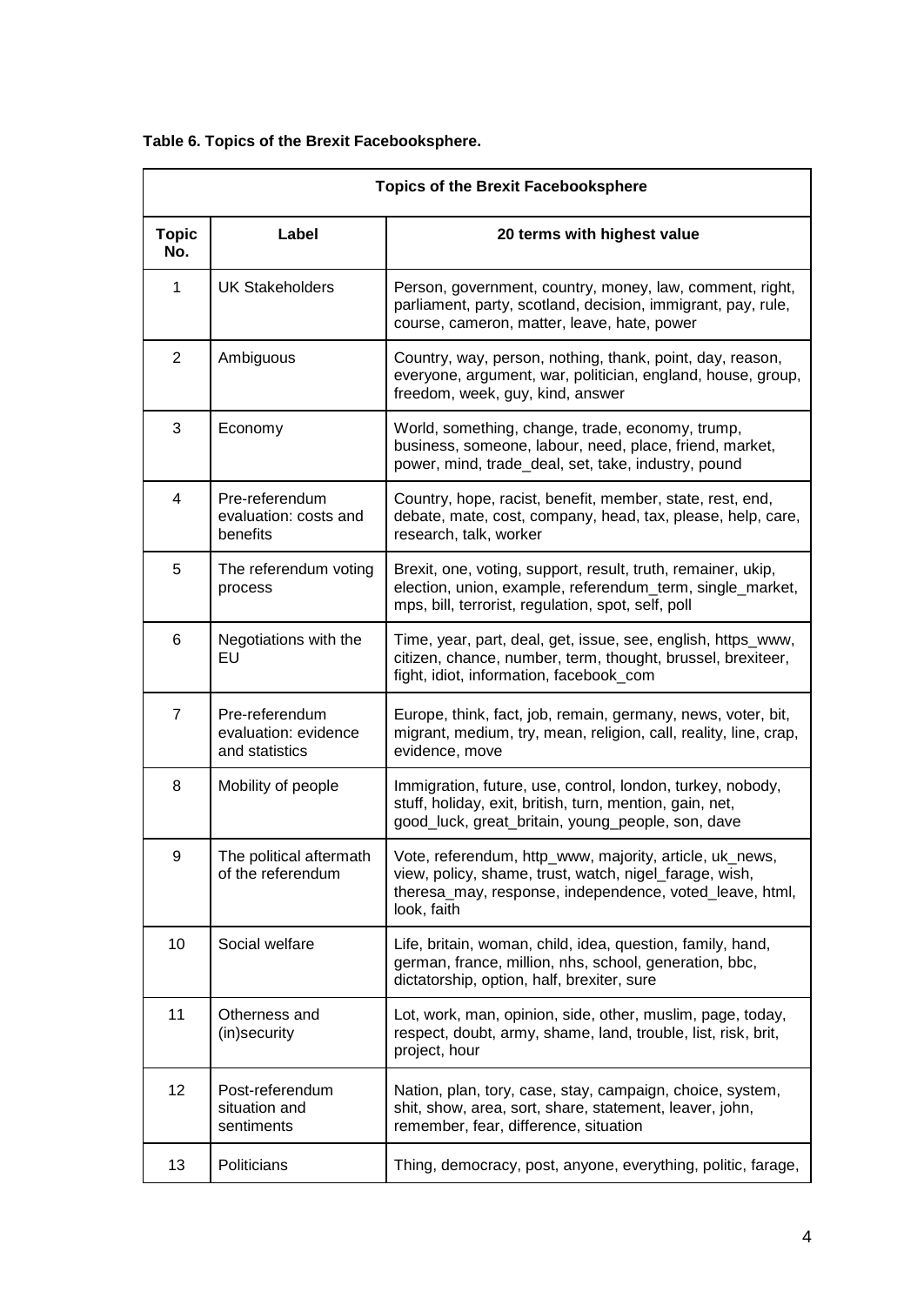**Table 6. Topics of the Brexit Facebooksphere.**

| Topics of the Brexit Facebooksphere | | |
|---|---|---|
| **Topic No.** | **Label** | **20 terms with highest value** |
| 1 | UK Stakeholders | Person, government, country, money, law, comment, right, parliament, party, scotland, decision, immigrant, pay, rule, course, cameron, matter, leave, hate, power |
| 2 | Ambiguous | Country, way, person, nothing, thank, point, day, reason, everyone, argument, war, politician, england, house, group, freedom, week, guy, kind, answer |
| 3 | Economy | World, something, change, trade, economy, trump, business, someone, labour, need, place, friend, market, power, mind, trade_deal, set, take, industry, pound |
| 4 | Pre-referendum evaluation: costs and benefits | Country, hope, racist, benefit, member, state, rest, end, debate, mate, cost, company, head, tax, please, help, care, research, talk, worker |
| 5 | The referendum voting process | Brexit, one, voting, support, result, truth, remainer, ukip, election, union, example, referendum_term, single_market, mps, bill, terrorist, regulation, spot, self, poll |
| 6 | Negotiations with the EU | Time, year, part, deal, get, issue, see, english, https_www, citizen, chance, number, term, thought, brussel, brexiteer, fight, idiot, information, facebook_com |
| 7 | Pre-referendum evaluation: evidence and statistics | Europe, think, fact, job, remain, germany, news, voter, bit, migrant, medium, try, mean, religion, call, reality, line, crap, evidence, move |
| 8 | Mobility of people | Immigration, future, use, control, london, turkey, nobody, stuff, holiday, exit, british, turn, mention, gain, net, good_luck, great_britain, young_people, son, dave |
| 9 | The political aftermath of the referendum | Vote, referendum, http_www, majority, article, uk_news, view, policy, shame, trust, watch, nigel_farage, wish, theresa_may, response, independence, voted_leave, html, look, faith |
| 10 | Social welfare | Life, britain, woman, child, idea, question, family, hand, german, france, million, nhs, school, generation, bbc, dictatorship, option, half, brexiter, sure |
| 11 | Otherness and (in)security | Lot, work, man, opinion, side, other, muslim, page, today, respect, doubt, army, shame, land, trouble, list, risk, brit, project, hour |
| 12 | Post-referendum situation and sentiments | Nation, plan, tory, case, stay, campaign, choice, system, shit, show, area, sort, share, statement, leaver, john, remember, fear, difference, situation |
| 13 | Politicians | Thing, democracy, post, anyone, everything, politic, farage, |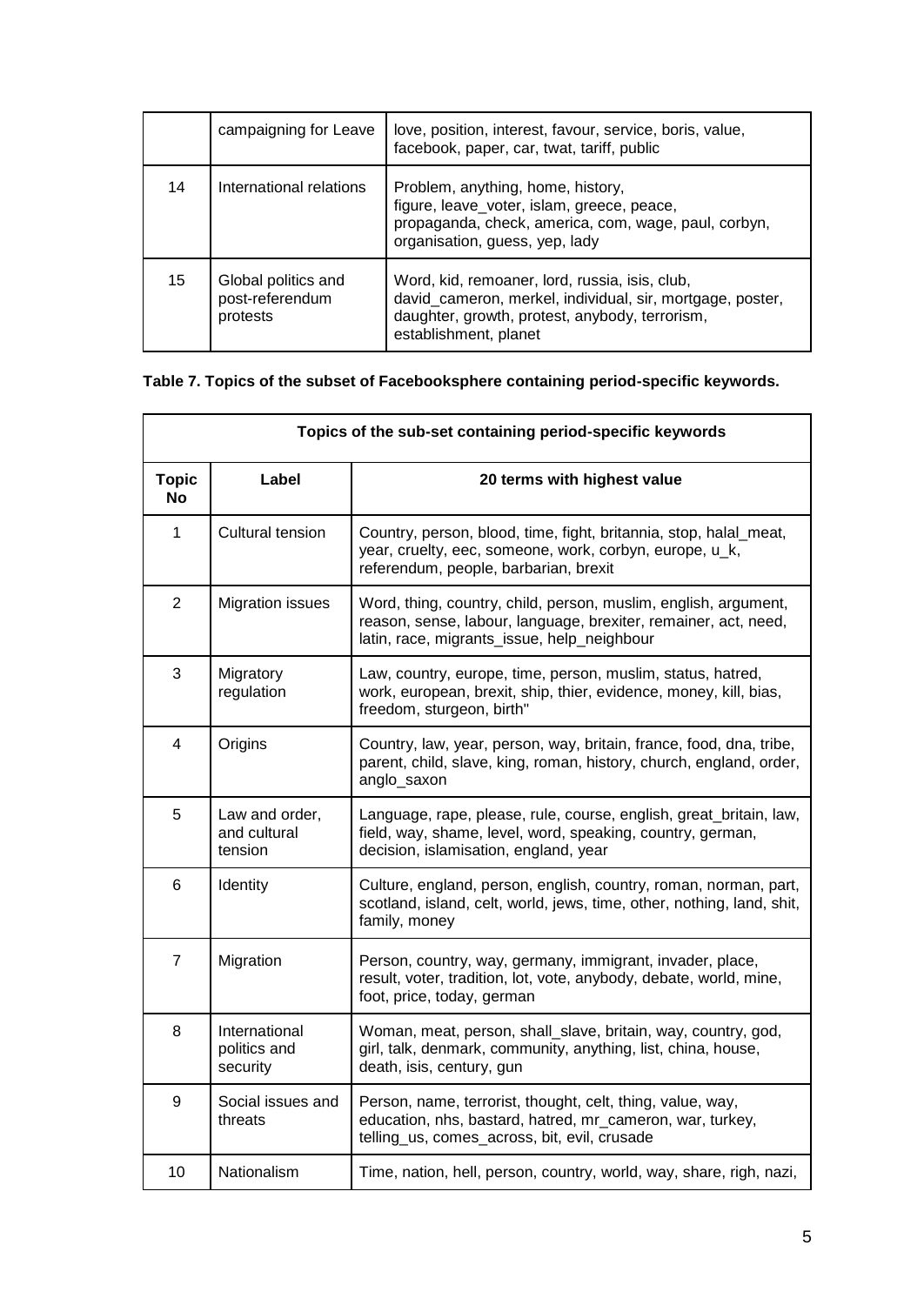| | | |
|---|---|---|
| | campaigning for Leave | love, position, interest, favour, service, boris, value, facebook, paper, car, twat, tariff, public |
| 14 | International relations | Problem, anything, home, history, figure, leave_voter, islam, greece, peace, propaganda, check, america, com, wage, paul, corbyn, organisation, guess, yep, lady |
| 15 | Global politics and post-referendum protests | Word, kid, remoaner, lord, russia, isis, club, david_cameron, merkel, individual, sir, mortgage, poster, daughter, growth, protest, anybody, terrorism, establishment, planet |

**Table 7. Topics of the subset of Facebooksphere containing period-specific keywords.**

| Topics of the sub-set containing period-specific keywords | | |
|---|---|---|
| **Topic No** | **Label** | **20 terms with highest value** |
| 1 | Cultural tension | Country, person, blood, time, fight, britannia, stop, halal_meat, year, cruelty, eec, someone, work, corbyn, europe, u_k, referendum, people, barbarian, brexit |
| 2 | Migration issues | Word, thing, country, child, person, muslim, english, argument, reason, sense, labour, language, brexiter, remainer, act, need, latin, race, migrants_issue, help_neighbour |
| 3 | Migratory regulation | Law, country, europe, time, person, muslim, status, hatred, work, european, brexit, ship, thier, evidence, money, kill, bias, freedom, sturgeon, birth" |
| 4 | Origins | Country, law, year, person, way, britain, france, food, dna, tribe, parent, child, slave, king, roman, history, church, england, order, anglo_saxon |
| 5 | Law and order, and cultural tension | Language, rape, please, rule, course, english, great_britain, law, field, way, shame, level, word, speaking, country, german, decision, islamisation, england, year |
| 6 | Identity | Culture, england, person, english, country, roman, norman, part, scotland, island, celt, world, jews, time, other, nothing, land, shit, family, money |
| 7 | Migration | Person, country, way, germany, immigrant, invader, place, result, voter, tradition, lot, vote, anybody, debate, world, mine, foot, price, today, german |
| 8 | International politics and security | Woman, meat, person, shall_slave, britain, way, country, god, girl, talk, denmark, community, anything, list, china, house, death, isis, century, gun |
| 9 | Social issues and threats | Person, name, terrorist, thought, celt, thing, value, way, education, nhs, bastard, hatred, mr_cameron, war, turkey, telling_us, comes_across, bit, evil, crusade |
| 10 | Nationalism | Time, nation, hell, person, country, world, way, share, righ, nazi, |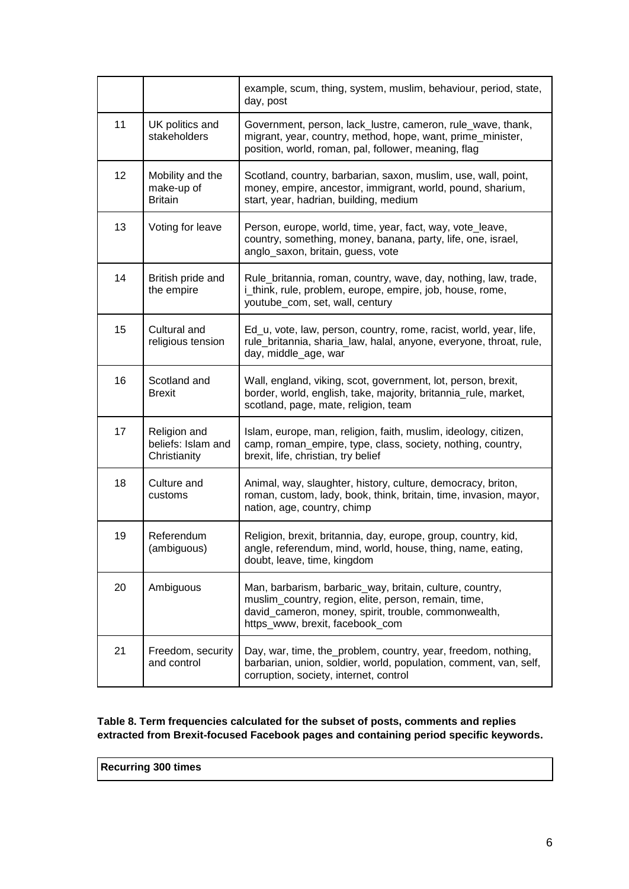| | | |
|---|---|---|
| | | example, scum, thing, system, muslim, behaviour, period, state, day, post |
| 11 | UK politics and stakeholders | Government, person, lack_lustre, cameron, rule_wave, thank, migrant, year, country, method, hope, want, prime_minister, position, world, roman, pal, follower, meaning, flag |
| 12 | Mobility and the make-up of Britain | Scotland, country, barbarian, saxon, muslim, use, wall, point, money, empire, ancestor, immigrant, world, pound, sharium, start, year, hadrian, building, medium |
| 13 | Voting for leave | Person, europe, world, time, year, fact, way, vote_leave, country, something, money, banana, party, life, one, israel, anglo_saxon, britain, guess, vote |
| 14 | British pride and the empire | Rule_britannia, roman, country, wave, day, nothing, law, trade, i_think, rule, problem, europe, empire, job, house, rome, youtube_com, set, wall, century |
| 15 | Cultural and religious tension | Ed_u, vote, law, person, country, rome, racist, world, year, life, rule_britannia, sharia_law, halal, anyone, everyone, throat, rule, day, middle_age, war |
| 16 | Scotland and Brexit | Wall, england, viking, scot, government, lot, person, brexit, border, world, english, take, majority, britannia_rule, market, scotland, page, mate, religion, team |
| 17 | Religion and beliefs: Islam and Christianity | Islam, europe, man, religion, faith, muslim, ideology, citizen, camp, roman_empire, type, class, society, nothing, country, brexit, life, christian, try belief |
| 18 | Culture and customs | Animal, way, slaughter, history, culture, democracy, briton, roman, custom, lady, book, think, britain, time, invasion, mayor, nation, age, country, chimp |
| 19 | Referendum (ambiguous) | Religion, brexit, britannia, day, europe, group, country, kid, angle, referendum, mind, world, house, thing, name, eating, doubt, leave, time, kingdom |
| 20 | Ambiguous | Man, barbarism, barbaric_way, britain, culture, country, muslim_country, region, elite, person, remain, time, david_cameron, money, spirit, trouble, commonwealth, https_www, brexit, facebook_com |
| 21 | Freedom, security and control | Day, war, time, the_problem, country, year, freedom, nothing, barbarian, union, soldier, world, population, comment, van, self, corruption, society, internet, control |

**Table 8. Term frequencies calculated for the subset of posts, comments and replies extracted from Brexit-focused Facebook pages and containing period specific keywords.**

| **Recurring 300 times** |
|---|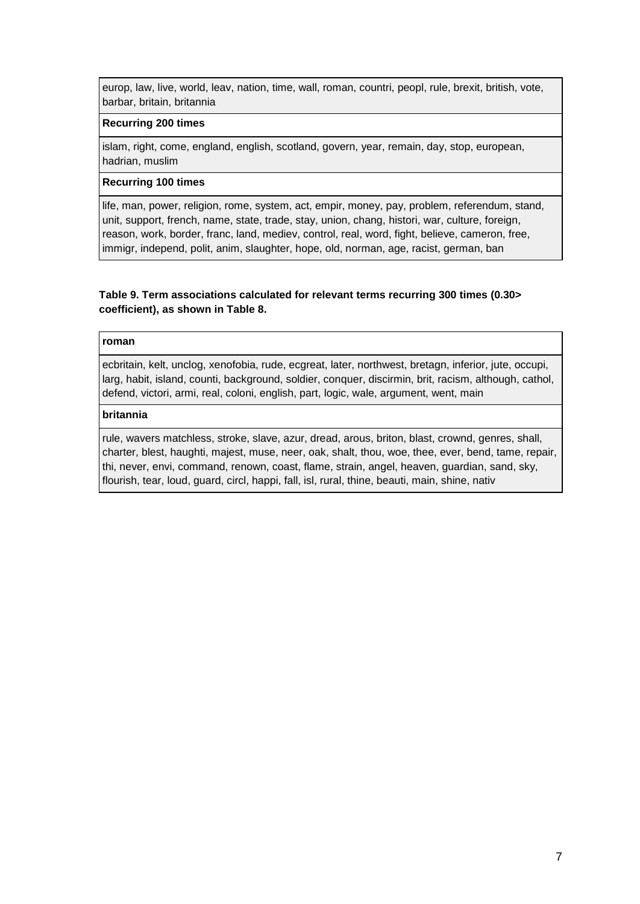| |
|---|
| europ, law, live, world, leav, nation, time, wall, roman, countri, peopl, rule, brexit, british, vote, barbar, britain, britannia |
| **Recurring 200 times** |
| islam, right, come, england, english, scotland, govern, year, remain, day, stop, european, hadrian, muslim |
| **Recurring 100 times** |
| life, man, power, religion, rome, system, act, empir, money, pay, problem, referendum, stand, unit, support, french, name, state, trade, stay, union, chang, histori, war, culture, foreign, reason, work, border, franc, land, mediev, control, real, word, fight, believe, cameron, free, immigr, independ, polit, anim, slaughter, hope, old, norman, age, racist, german, ban |

**Table 9. Term associations calculated for relevant terms recurring 300 times (0.30> coefficient), as shown in Table 8.**

| **roman** |
|---|
| ecbritain, kelt, unclog, xenofobia, rude, ecgreat, later, northwest, bretagn, inferior, jute, occupi, larg, habit, island, counti, background, soldier, conquer, discirmin, brit, racism, although, cathol, defend, victori, armi, real, coloni, english, part, logic, wale, argument, went, main |
| **britannia** |
| rule, wavers matchless, stroke, slave, azur, dread, arous, briton, blast, crownd, genres, shall, charter, blest, haughti, majest, muse, neer, oak, shalt, thou, woe, thee, ever, bend, tame, repair, thi, never, envi, command, renown, coast, flame, strain, angel, heaven, guardian, sand, sky, flourish, tear, loud, guard, circl, happi, fall, isl, rural, thine, beauti, main, shine, nativ |